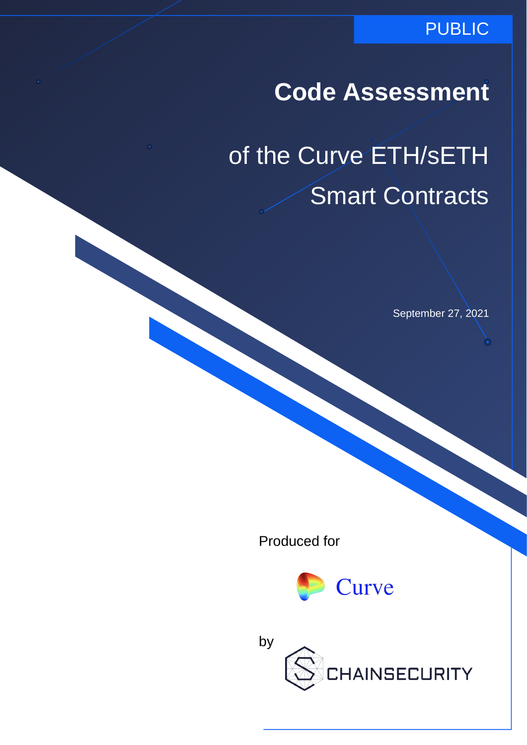PUBLIC

# Code Assessment

## of the Curve ETH/sETH Smart Contracts

September 27, 2021

Produced for

Curve

by

CHAINSECURITY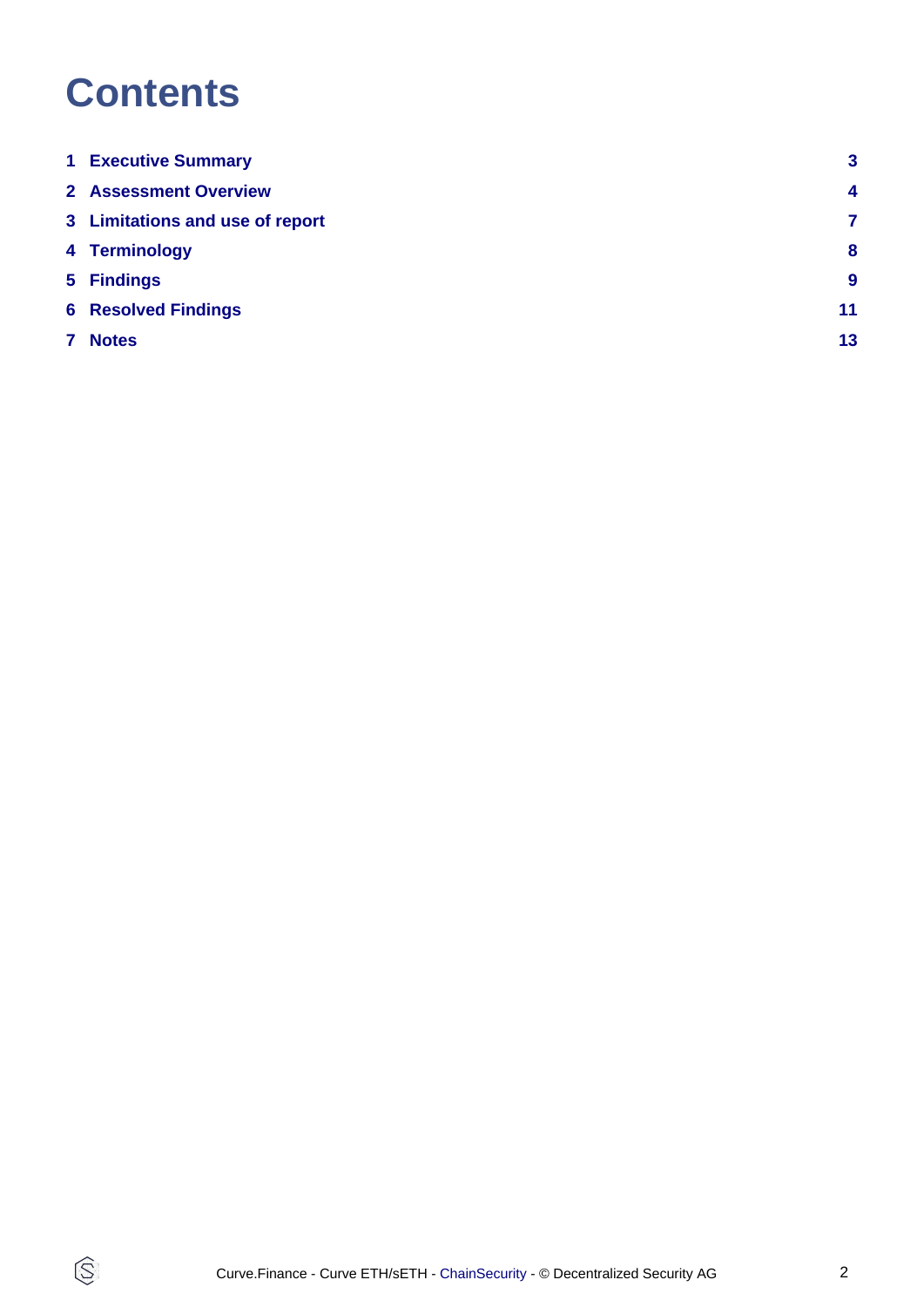# Contents

| | | |
|---|---|---|
| 1 | Executive Summary | 3 |
| 2 | Assessment Overview | 4 |
| 3 | Limitations and use of report | 7 |
| 4 | Terminology | 8 |
| 5 | Findings | 9 |
| 6 | Resolved Findings | 11 |
| 7 | Notes | 13 |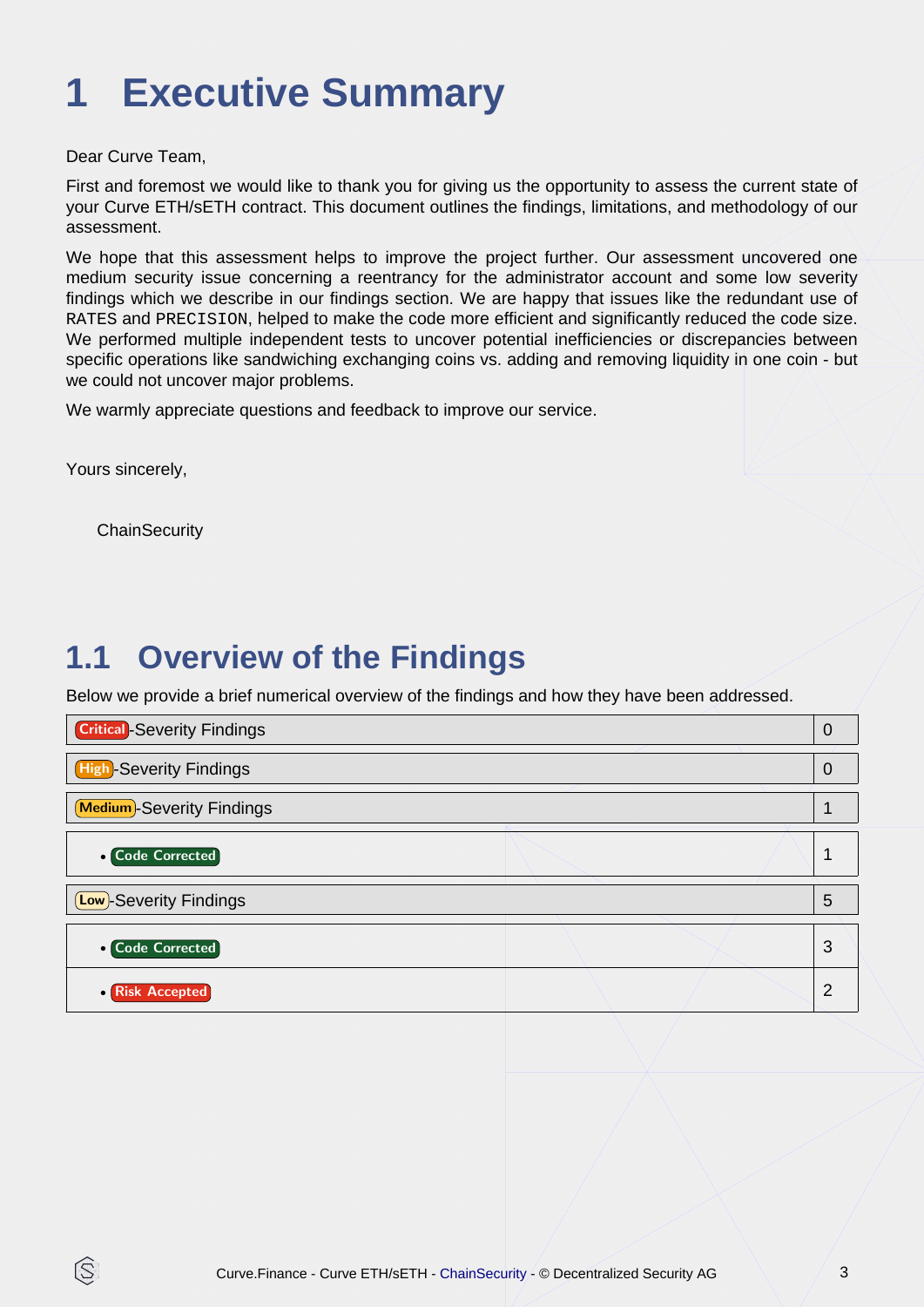# 1 Executive Summary

Dear Curve Team,

First and foremost we would like to thank you for giving us the opportunity to assess the current state of your Curve ETH/sETH contract. This document outlines the findings, limitations, and methodology of our assessment.

We hope that this assessment helps to improve the project further. Our assessment uncovered one medium security issue concerning a reentrancy for the administrator account and some low severity findings which we describe in our findings section. We are happy that issues like the redundant use of `RATES` and `PRECISION`, helped to make the code more efficient and significantly reduced the code size. We performed multiple independent tests to uncover potential inefficiencies or discrepancies between specific operations like sandwiching exchanging coins vs. adding and removing liquidity in one coin - but we could not uncover major problems.

We warmly appreciate questions and feedback to improve our service.

Yours sincerely,

ChainSecurity

## 1.1 Overview of the Findings

Below we provide a brief numerical overview of the findings and how they have been addressed.

| Findings | Count |
|---|---|
| Critical-Severity Findings | 0 |
| High-Severity Findings | 0 |
| Medium-Severity Findings | 1 |
| • Code Corrected | 1 |
| Low-Severity Findings | 5 |
| • Code Corrected | 3 |
| • Risk Accepted | 2 |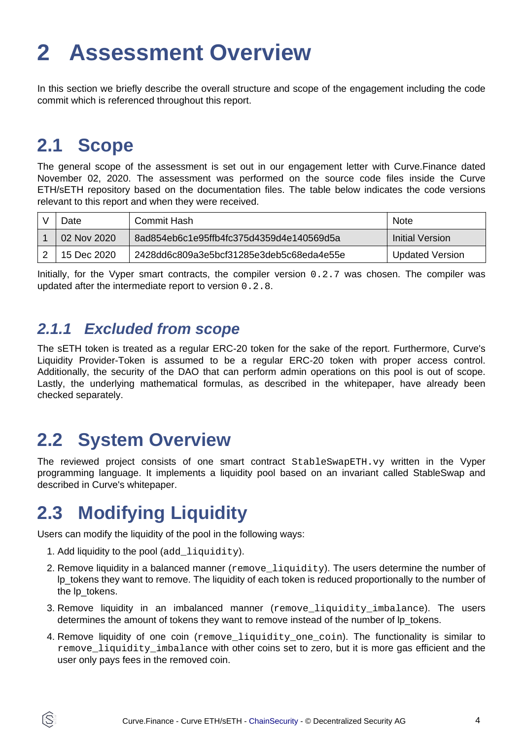# 2 Assessment Overview

In this section we briefly describe the overall structure and scope of the engagement including the code commit which is referenced throughout this report.

## 2.1 Scope

The general scope of the assessment is set out in our engagement letter with Curve.Finance dated November 02, 2020. The assessment was performed on the source code files inside the Curve ETH/sETH repository based on the documentation files. The table below indicates the code versions relevant to this report and when they were received.

| V | Date | Commit Hash | Note |
|---|---|---|---|
| 1 | 02 Nov 2020 | 8ad854eb6c1e95ffb4fc375d4359d4e140569d5a | Initial Version |
| 2 | 15 Dec 2020 | 2428dd6c809a3e5bcf31285e3deb5c68eda4e55e | Updated Version |

Initially, for the Vyper smart contracts, the compiler version `0.2.7` was chosen. The compiler was updated after the intermediate report to version `0.2.8`.

### *2.1.1 Excluded from scope*

The sETH token is treated as a regular ERC-20 token for the sake of the report. Furthermore, Curve's Liquidity Provider-Token is assumed to be a regular ERC-20 token with proper access control. Additionally, the security of the DAO that can perform admin operations on this pool is out of scope. Lastly, the underlying mathematical formulas, as described in the whitepaper, have already been checked separately.

## 2.2 System Overview

The reviewed project consists of one smart contract `StableSwapETH.vy` written in the Vyper programming language. It implements a liquidity pool based on an invariant called StableSwap and described in Curve's whitepaper.

## 2.3 Modifying Liquidity

Users can modify the liquidity of the pool in the following ways:

1. Add liquidity to the pool (`add_liquidity`).
2. Remove liquidity in a balanced manner (`remove_liquidity`). The users determine the number of lp_tokens they want to remove. The liquidity of each token is reduced proportionally to the number of the lp_tokens.
3. Remove liquidity in an imbalanced manner (`remove_liquidity_imbalance`). The users determines the amount of tokens they want to remove instead of the number of lp_tokens.
4. Remove liquidity of one coin (`remove_liquidity_one_coin`). The functionality is similar to `remove_liquidity_imbalance` with other coins set to zero, but it is more gas efficient and the user only pays fees in the removed coin.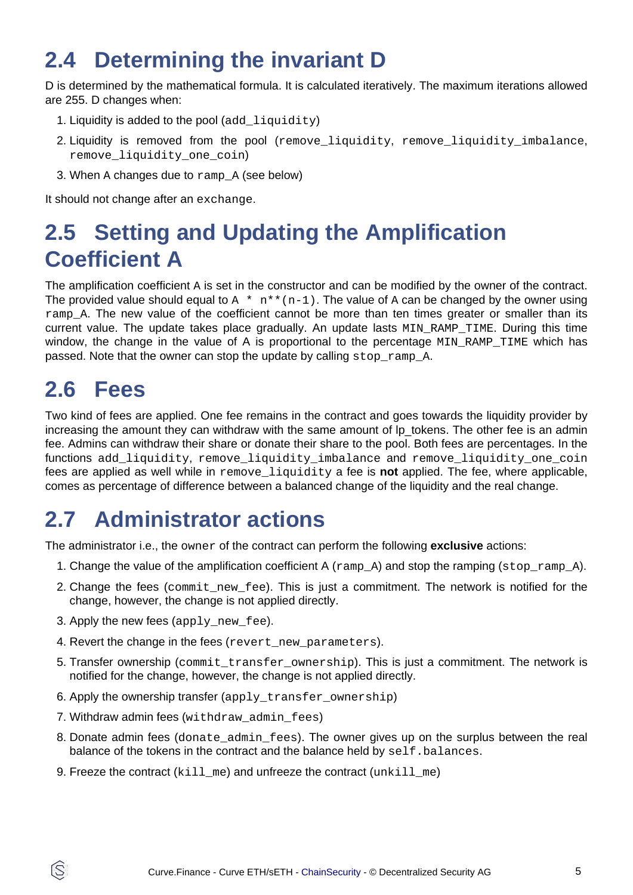## 2.4 Determining the invariant D

D is determined by the mathematical formula. It is calculated iteratively. The maximum iterations allowed are 255. D changes when:

1. Liquidity is added to the pool (`add_liquidity`)
2. Liquidity is removed from the pool (`remove_liquidity`, `remove_liquidity_imbalance`, `remove_liquidity_one_coin`)
3. When A changes due to `ramp_A` (see below)

It should not change after an `exchange`.

## 2.5 Setting and Updating the Amplification Coefficient A

The amplification coefficient A is set in the constructor and can be modified by the owner of the contract. The provided value should equal to `A * n**(n-1)`. The value of A can be changed by the owner using `ramp_A`. The new value of the coefficient cannot be more than ten times greater or smaller than its current value. The update takes place gradually. An update lasts `MIN_RAMP_TIME`. During this time window, the change in the value of A is proportional to the percentage `MIN_RAMP_TIME` which has passed. Note that the owner can stop the update by calling `stop_ramp_A`.

## 2.6 Fees

Two kind of fees are applied. One fee remains in the contract and goes towards the liquidity provider by increasing the amount they can withdraw with the same amount of lp_tokens. The other fee is an admin fee. Admins can withdraw their share or donate their share to the pool. Both fees are percentages. In the functions `add_liquidity`, `remove_liquidity_imbalance` and `remove_liquidity_one_coin` fees are applied as well while in `remove_liquidity` a fee is **not** applied. The fee, where applicable, comes as percentage of difference between a balanced change of the liquidity and the real change.

## 2.7 Administrator actions

The administrator i.e., the `owner` of the contract can perform the following **exclusive** actions:

1. Change the value of the amplification coefficient A (`ramp_A`) and stop the ramping (`stop_ramp_A`).
2. Change the fees (`commit_new_fee`). This is just a commitment. The network is notified for the change, however, the change is not applied directly.
3. Apply the new fees (`apply_new_fee`).
4. Revert the change in the fees (`revert_new_parameters`).
5. Transfer ownership (`commit_transfer_ownership`). This is just a commitment. The network is notified for the change, however, the change is not applied directly.
6. Apply the ownership transfer (`apply_transfer_ownership`)
7. Withdraw admin fees (`withdraw_admin_fees`)
8. Donate admin fees (`donate_admin_fees`). The owner gives up on the surplus between the real balance of the tokens in the contract and the balance held by `self.balances`.
9. Freeze the contract (`kill_me`) and unfreeze the contract (`unkill_me`)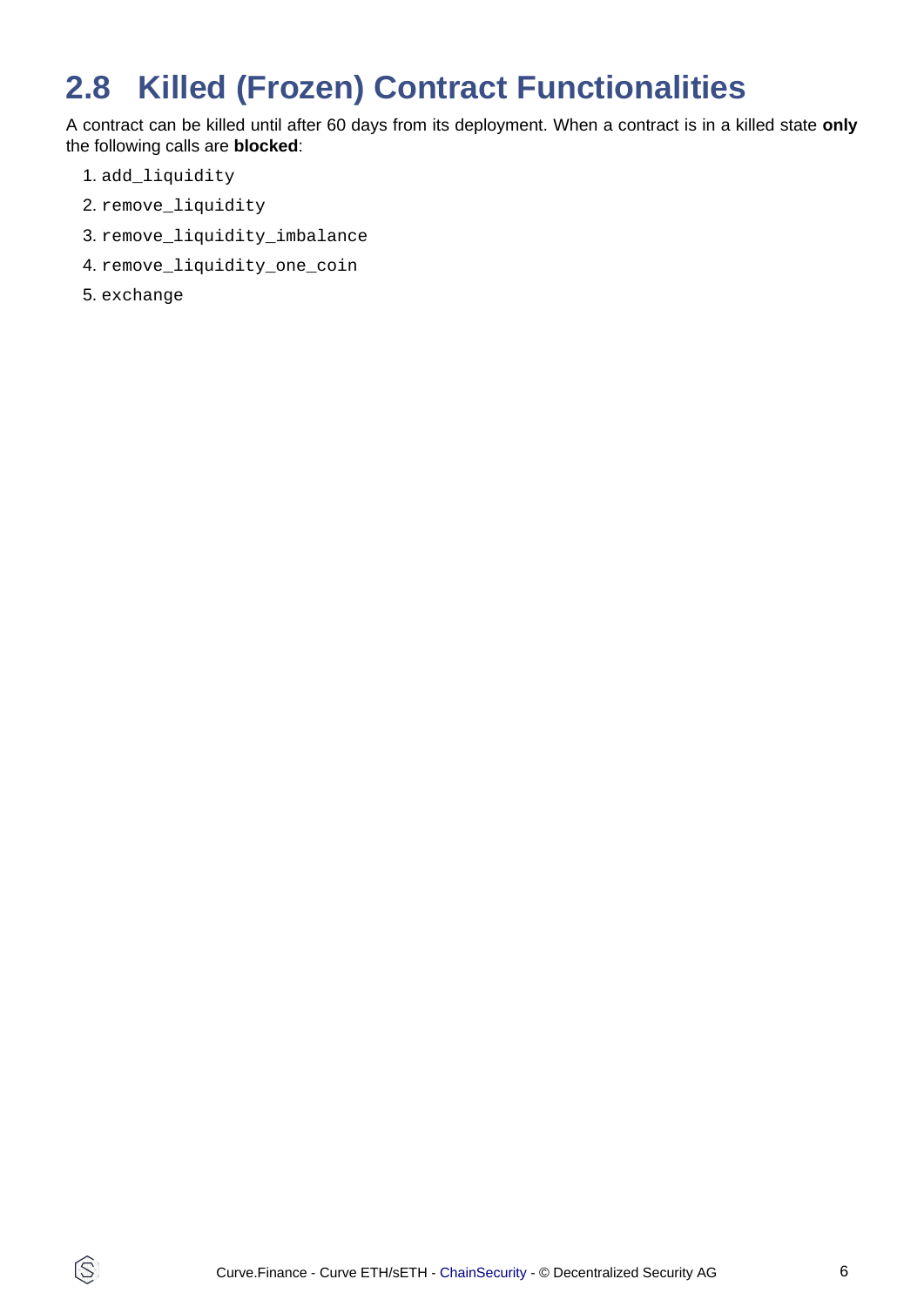## 2.8 Killed (Frozen) Contract Functionalities

A contract can be killed until after 60 days from its deployment. When a contract is in a killed state **only** the following calls are **blocked**:

1. `add_liquidity`
2. `remove_liquidity`
3. `remove_liquidity_imbalance`
4. `remove_liquidity_one_coin`
5. `exchange`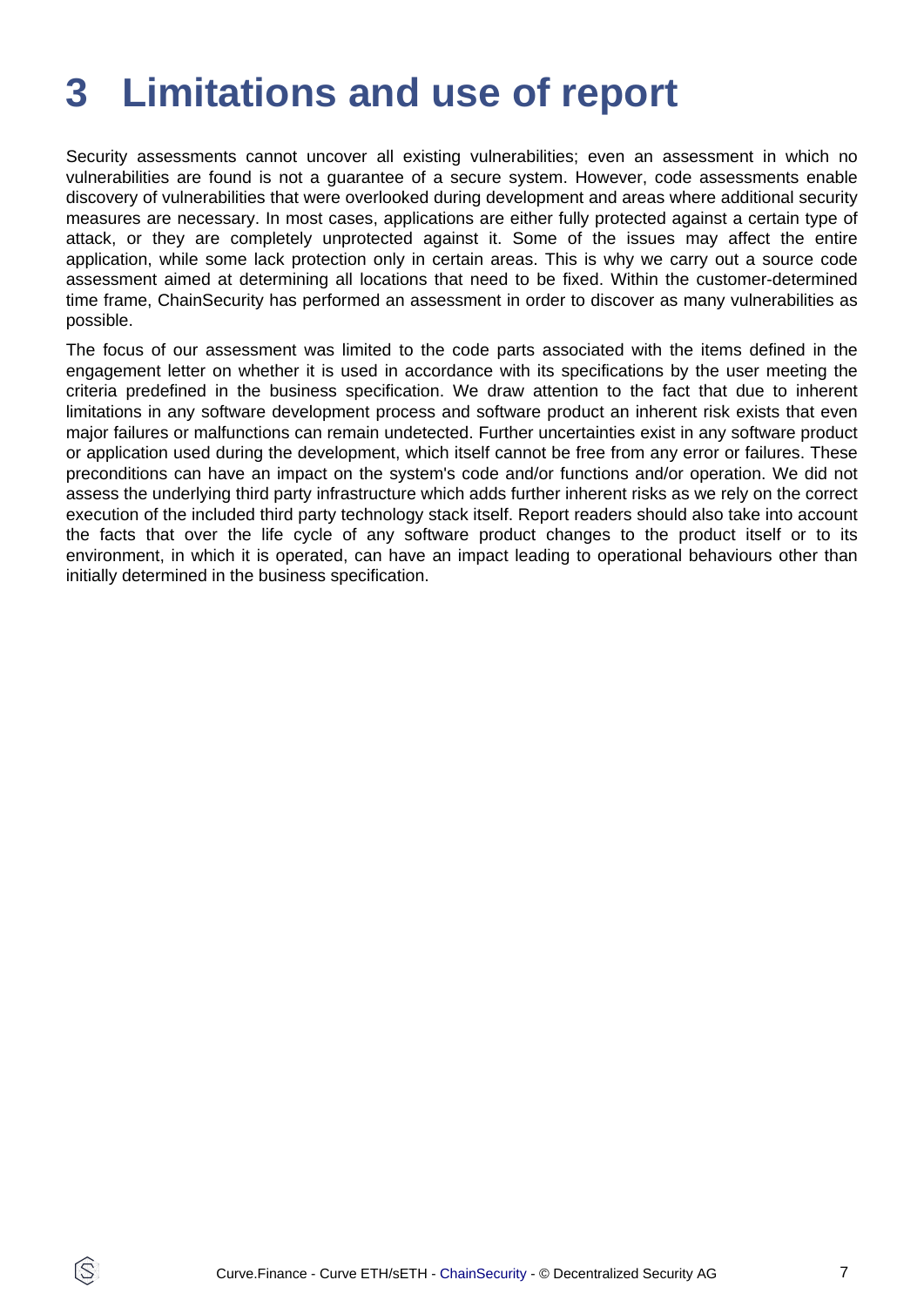# 3 Limitations and use of report

Security assessments cannot uncover all existing vulnerabilities; even an assessment in which no vulnerabilities are found is not a guarantee of a secure system. However, code assessments enable discovery of vulnerabilities that were overlooked during development and areas where additional security measures are necessary. In most cases, applications are either fully protected against a certain type of attack, or they are completely unprotected against it. Some of the issues may affect the entire application, while some lack protection only in certain areas. This is why we carry out a source code assessment aimed at determining all locations that need to be fixed. Within the customer-determined time frame, ChainSecurity has performed an assessment in order to discover as many vulnerabilities as possible.

The focus of our assessment was limited to the code parts associated with the items defined in the engagement letter on whether it is used in accordance with its specifications by the user meeting the criteria predefined in the business specification. We draw attention to the fact that due to inherent limitations in any software development process and software product an inherent risk exists that even major failures or malfunctions can remain undetected. Further uncertainties exist in any software product or application used during the development, which itself cannot be free from any error or failures. These preconditions can have an impact on the system's code and/or functions and/or operation. We did not assess the underlying third party infrastructure which adds further inherent risks as we rely on the correct execution of the included third party technology stack itself. Report readers should also take into account the facts that over the life cycle of any software product changes to the product itself or to its environment, in which it is operated, can have an impact leading to operational behaviours other than initially determined in the business specification.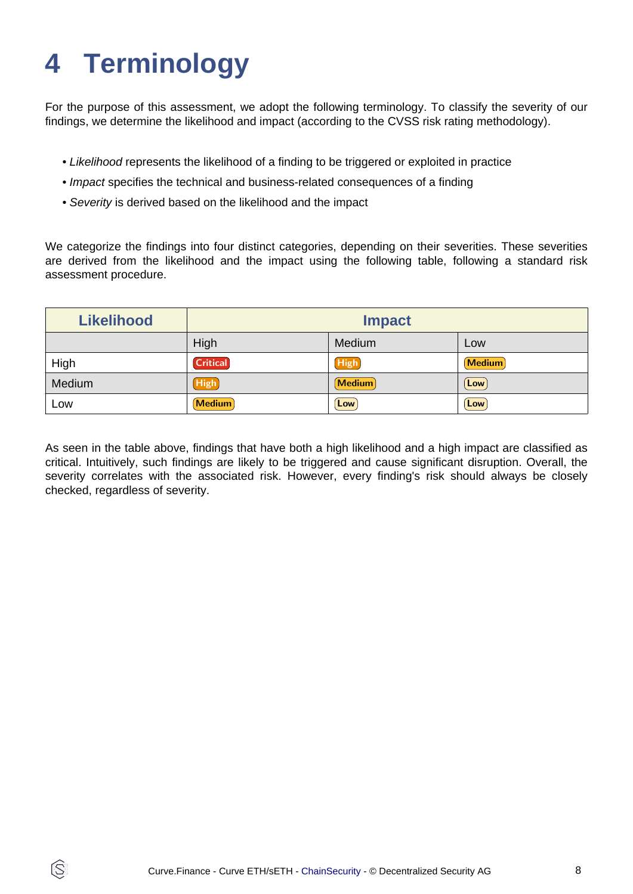# 4 Terminology

For the purpose of this assessment, we adopt the following terminology. To classify the severity of our findings, we determine the likelihood and impact (according to the CVSS risk rating methodology).

- *Likelihood* represents the likelihood of a finding to be triggered or exploited in practice
- *Impact* specifies the technical and business-related consequences of a finding
- *Severity* is derived based on the likelihood and the impact

We categorize the findings into four distinct categories, depending on their severities. These severities are derived from the likelihood and the impact using the following table, following a standard risk assessment procedure.

| Likelihood | Impact | | |
|---|---|---|---|
| | High | Medium | Low |
| High | Critical | High | Medium |
| Medium | High | Medium | Low |
| Low | Medium | Low | Low |

As seen in the table above, findings that have both a high likelihood and a high impact are classified as critical. Intuitively, such findings are likely to be triggered and cause significant disruption. Overall, the severity correlates with the associated risk. However, every finding's risk should always be closely checked, regardless of severity.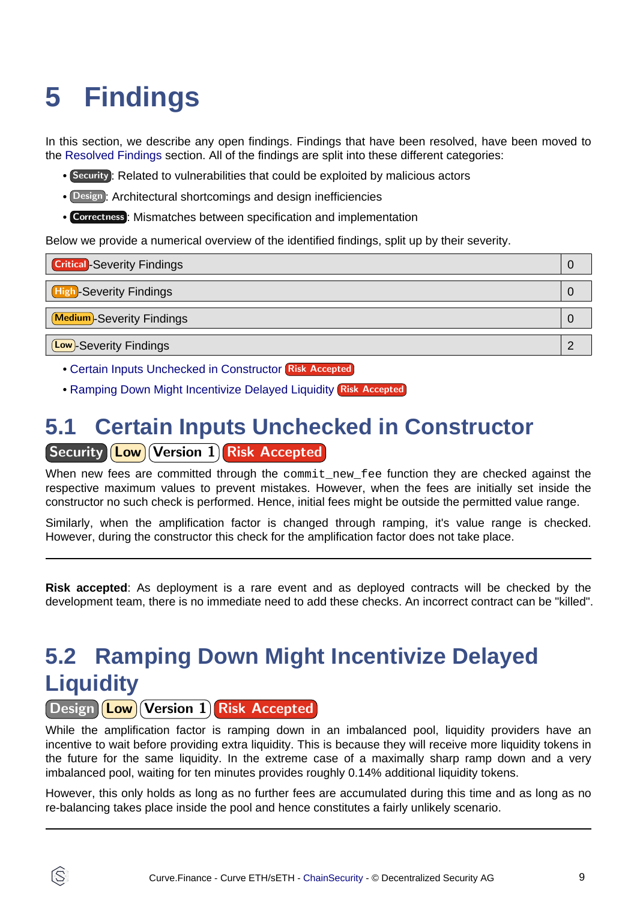# 5 Findings

In this section, we describe any open findings. Findings that have been resolved, have been moved to the Resolved Findings section. All of the findings are split into these different categories:

- Security: Related to vulnerabilities that could be exploited by malicious actors
- Design: Architectural shortcomings and design inefficiencies
- Correctness: Mismatches between specification and implementation

Below we provide a numerical overview of the identified findings, split up by their severity.

| Severity | Count |
| --- | --- |
| Critical-Severity Findings | 0 |
| High-Severity Findings | 0 |
| Medium-Severity Findings | 0 |
| Low-Severity Findings | 2 |

- Certain Inputs Unchecked in Constructor Risk Accepted
- Ramping Down Might Incentivize Delayed Liquidity Risk Accepted

## 5.1 Certain Inputs Unchecked in Constructor

Security Low Version 1 Risk Accepted

When new fees are committed through the `commit_new_fee` function they are checked against the respective maximum values to prevent mistakes. However, when the fees are initially set inside the constructor no such check is performed. Hence, initial fees might be outside the permitted value range.

Similarly, when the amplification factor is changed through ramping, it's value range is checked. However, during the constructor this check for the amplification factor does not take place.

---

**Risk accepted**: As deployment is a rare event and as deployed contracts will be checked by the development team, there is no immediate need to add these checks. An incorrect contract can be "killed".

## 5.2 Ramping Down Might Incentivize Delayed Liquidity

Design Low Version 1 Risk Accepted

While the amplification factor is ramping down in an imbalanced pool, liquidity providers have an incentive to wait before providing extra liquidity. This is because they will receive more liquidity tokens in the future for the same liquidity. In the extreme case of a maximally sharp ramp down and a very imbalanced pool, waiting for ten minutes provides roughly 0.14% additional liquidity tokens.

However, this only holds as long as no further fees are accumulated during this time and as long as no re-balancing takes place inside the pool and hence constitutes a fairly unlikely scenario.

---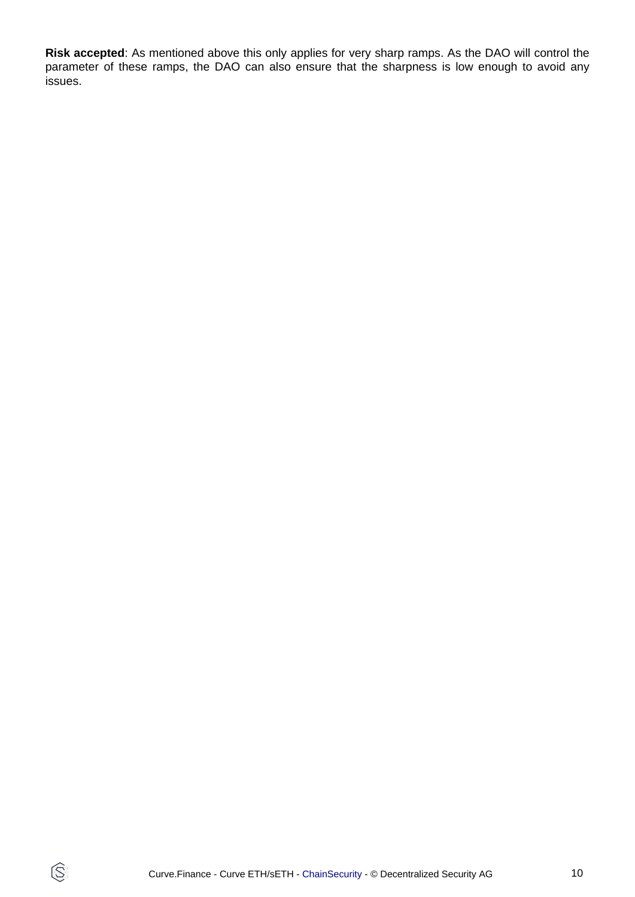**Risk accepted**: As mentioned above this only applies for very sharp ramps. As the DAO will control the parameter of these ramps, the DAO can also ensure that the sharpness is low enough to avoid any issues.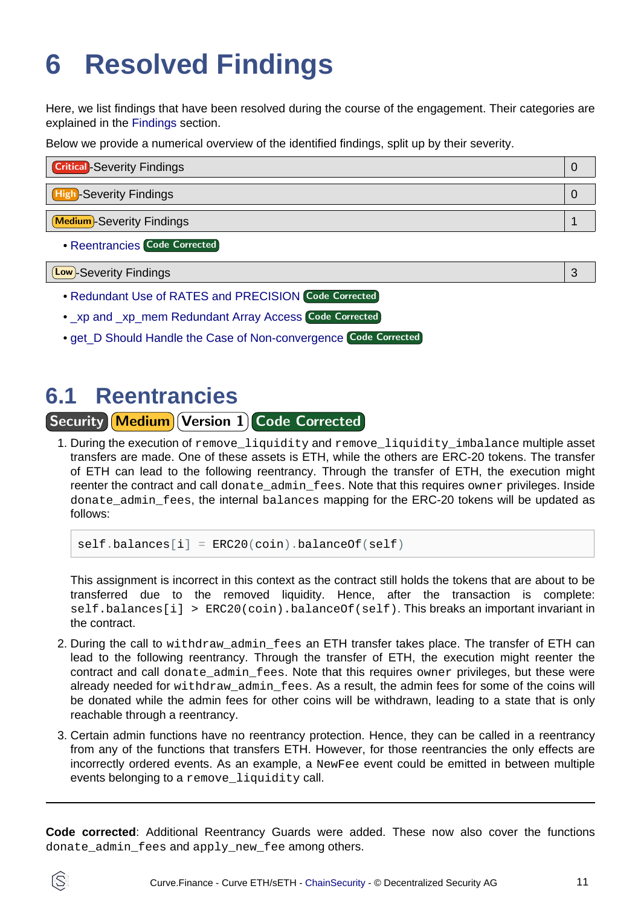# 6 Resolved Findings

Here, we list findings that have been resolved during the course of the engagement. Their categories are explained in the Findings section.

Below we provide a numerical overview of the identified findings, split up by their severity.

| Critical-Severity Findings | 0 |
|---|---|

| High-Severity Findings | 0 |
|---|---|

| Medium-Severity Findings | 1 |
|---|---|

- Reentrancies Code Corrected

| Low-Severity Findings | 3 |
|---|---|

- Redundant Use of RATES and PRECISION Code Corrected
- _xp and _xp_mem Redundant Array Access Code Corrected
- get_D Should Handle the Case of Non-convergence Code Corrected

## 6.1 Reentrancies

Security Medium Version 1 Code Corrected

1. During the execution of `remove_liquidity` and `remove_liquidity_imbalance` multiple asset transfers are made. One of these assets is ETH, while the others are ERC-20 tokens. The transfer of ETH can lead to the following reentrancy. Through the transfer of ETH, the execution might reenter the contract and call `donate_admin_fees`. Note that this requires `owner` privileges. Inside `donate_admin_fees`, the internal `balances` mapping for the ERC-20 tokens will be updated as follows:

   ```
   self.balances[i] = ERC20(coin).balanceOf(self)
   ```

   This assignment is incorrect in this context as the contract still holds the tokens that are about to be transferred due to the removed liquidity. Hence, after the transaction is complete: `self.balances[i] > ERC20(coin).balanceOf(self)`. This breaks an important invariant in the contract.

2. During the call to `withdraw_admin_fees` an ETH transfer takes place. The transfer of ETH can lead to the following reentrancy. Through the transfer of ETH, the execution might reenter the contract and call `donate_admin_fees`. Note that this requires `owner` privileges, but these were already needed for `withdraw_admin_fees`. As a result, the admin fees for some of the coins will be donated while the admin fees for other coins will be withdrawn, leading to a state that is only reachable through a reentrancy.

3. Certain admin functions have no reentrancy protection. Hence, they can be called in a reentrancy from any of the functions that transfers ETH. However, for those reentrancies the only effects are incorrectly ordered events. As an example, a `NewFee` event could be emitted in between multiple events belonging to a `remove_liquidity` call.

---

**Code corrected**: Additional Reentrancy Guards were added. These now also cover the functions `donate_admin_fees` and `apply_new_fee` among others.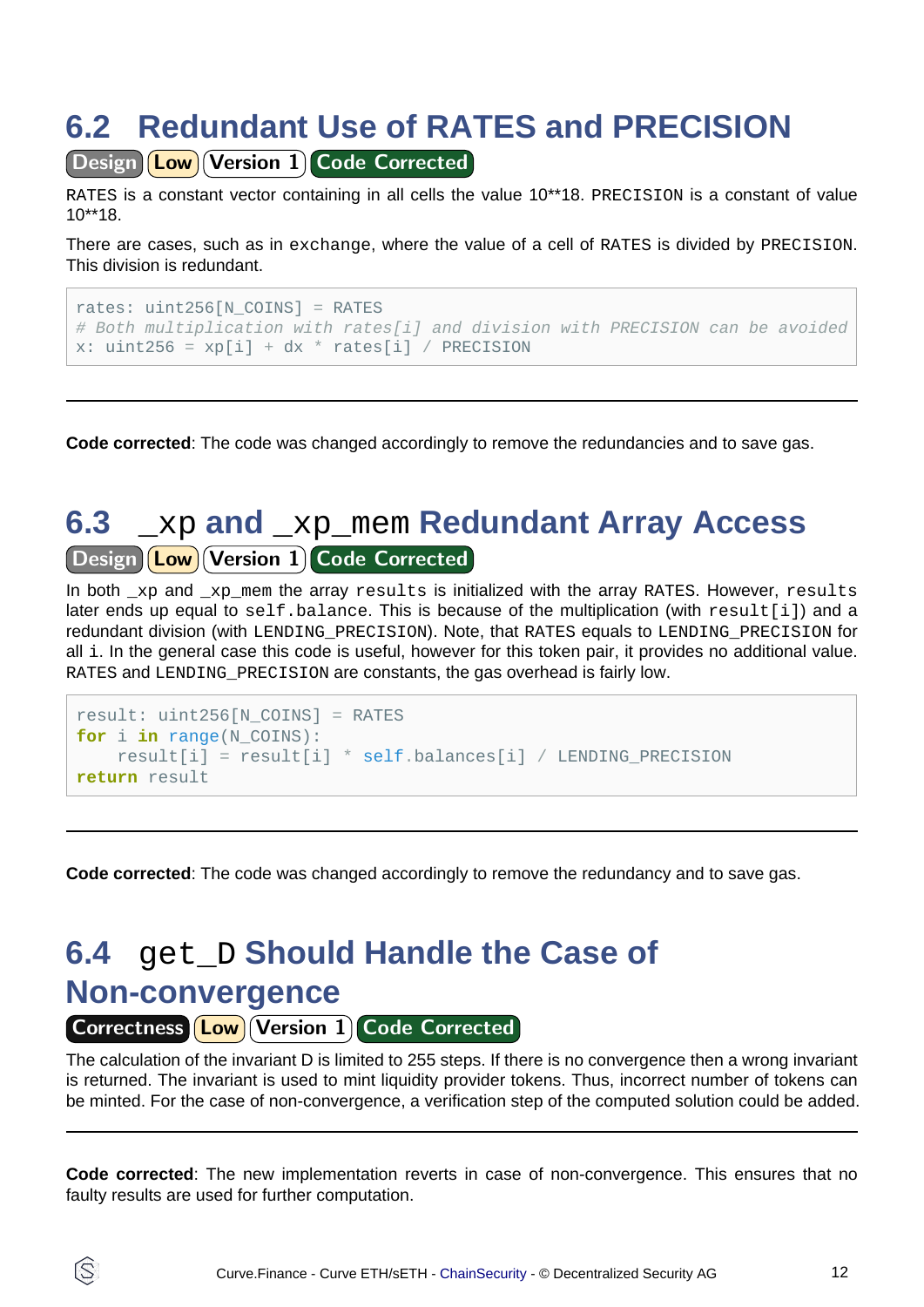## 6.2 Redundant Use of RATES and PRECISION

Design | Low | Version 1 | Code Corrected

RATES is a constant vector containing in all cells the value 10**18. PRECISION is a constant of value 10**18.

There are cases, such as in exchange, where the value of a cell of RATES is divided by PRECISION. This division is redundant.

```
rates: uint256[N_COINS] = RATES
# Both multiplication with rates[i] and division with PRECISION can be avoided
x: uint256 = xp[i] + dx * rates[i] / PRECISION
```

---

**Code corrected**: The code was changed accordingly to remove the redundancies and to save gas.

## 6.3 _xp and _xp_mem Redundant Array Access

Design | Low | Version 1 | Code Corrected

In both _xp and _xp_mem the array results is initialized with the array RATES. However, results later ends up equal to self.balance. This is because of the multiplication (with result[i]) and a redundant division (with LENDING_PRECISION). Note, that RATES equals to LENDING_PRECISION for all i. In the general case this code is useful, however for this token pair, it provides no additional value. RATES and LENDING_PRECISION are constants, the gas overhead is fairly low.

```
result: uint256[N_COINS] = RATES
for i in range(N_COINS):
    result[i] = result[i] * self.balances[i] / LENDING_PRECISION
return result
```

---

**Code corrected**: The code was changed accordingly to remove the redundancy and to save gas.

## 6.4 get_D Should Handle the Case of Non-convergence

Correctness | Low | Version 1 | Code Corrected

The calculation of the invariant D is limited to 255 steps. If there is no convergence then a wrong invariant is returned. The invariant is used to mint liquidity provider tokens. Thus, incorrect number of tokens can be minted. For the case of non-convergence, a verification step of the computed solution could be added.

---

**Code corrected**: The new implementation reverts in case of non-convergence. This ensures that no faulty results are used for further computation.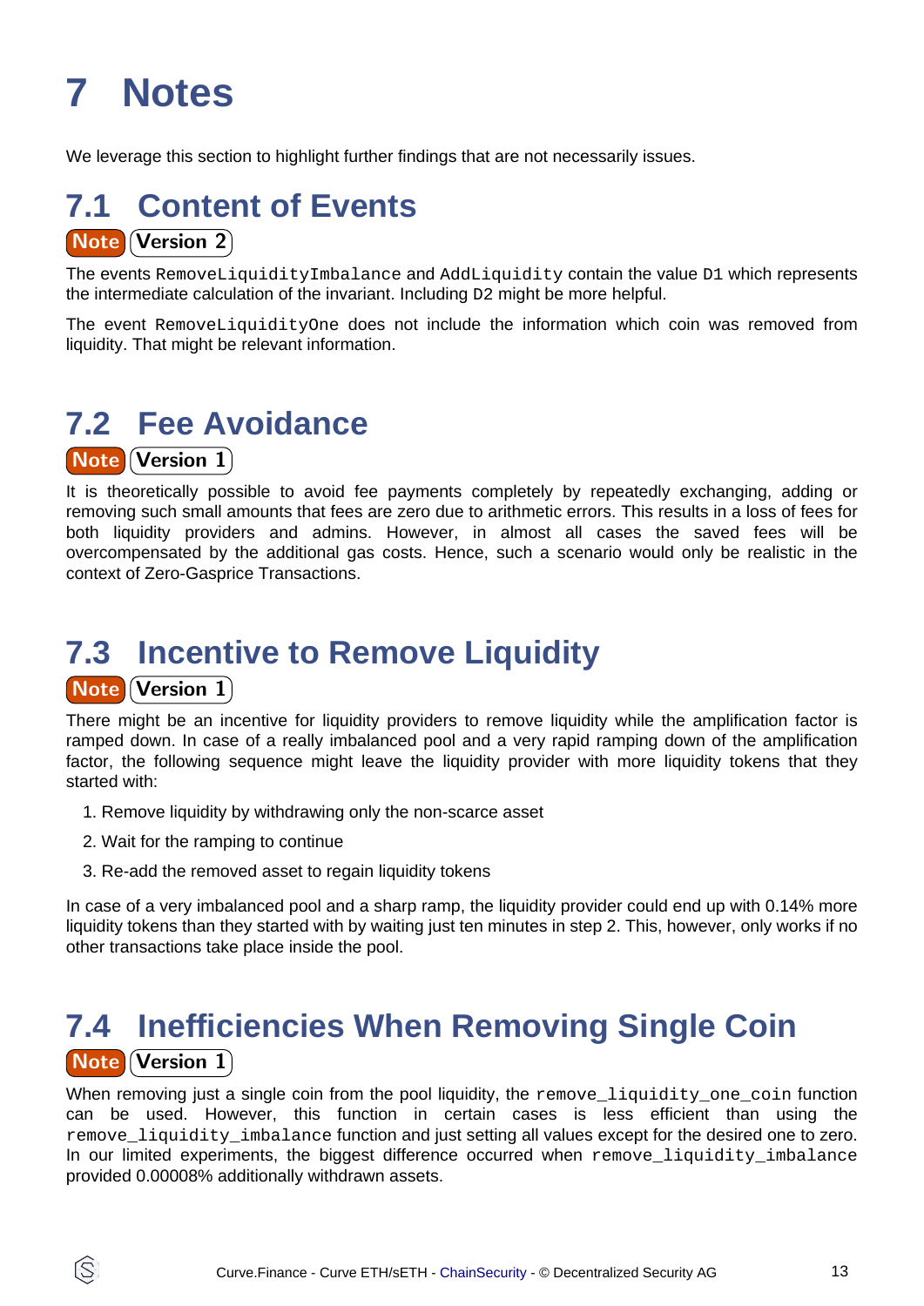# 7 Notes

We leverage this section to highlight further findings that are not necessarily issues.

## 7.1 Content of Events

**Note** **Version 2**

The events `RemoveLiquidityImbalance` and `AddLiquidity` contain the value `D1` which represents the intermediate calculation of the invariant. Including `D2` might be more helpful.

The event `RemoveLiquidityOne` does not include the information which coin was removed from liquidity. That might be relevant information.

## 7.2 Fee Avoidance

**Note** **Version 1**

It is theoretically possible to avoid fee payments completely by repeatedly exchanging, adding or removing such small amounts that fees are zero due to arithmetic errors. This results in a loss of fees for both liquidity providers and admins. However, in almost all cases the saved fees will be overcompensated by the additional gas costs. Hence, such a scenario would only be realistic in the context of Zero-Gasprice Transactions.

## 7.3 Incentive to Remove Liquidity

**Note** **Version 1**

There might be an incentive for liquidity providers to remove liquidity while the amplification factor is ramped down. In case of a really imbalanced pool and a very rapid ramping down of the amplification factor, the following sequence might leave the liquidity provider with more liquidity tokens that they started with:

1. Remove liquidity by withdrawing only the non-scarce asset
2. Wait for the ramping to continue
3. Re-add the removed asset to regain liquidity tokens

In case of a very imbalanced pool and a sharp ramp, the liquidity provider could end up with 0.14% more liquidity tokens than they started with by waiting just ten minutes in step 2. This, however, only works if no other transactions take place inside the pool.

## 7.4 Inefficiencies When Removing Single Coin

**Note** **Version 1**

When removing just a single coin from the pool liquidity, the `remove_liquidity_one_coin` function can be used. However, this function in certain cases is less efficient than using the `remove_liquidity_imbalance` function and just setting all values except for the desired one to zero. In our limited experiments, the biggest difference occurred when `remove_liquidity_imbalance` provided 0.00008% additionally withdrawn assets.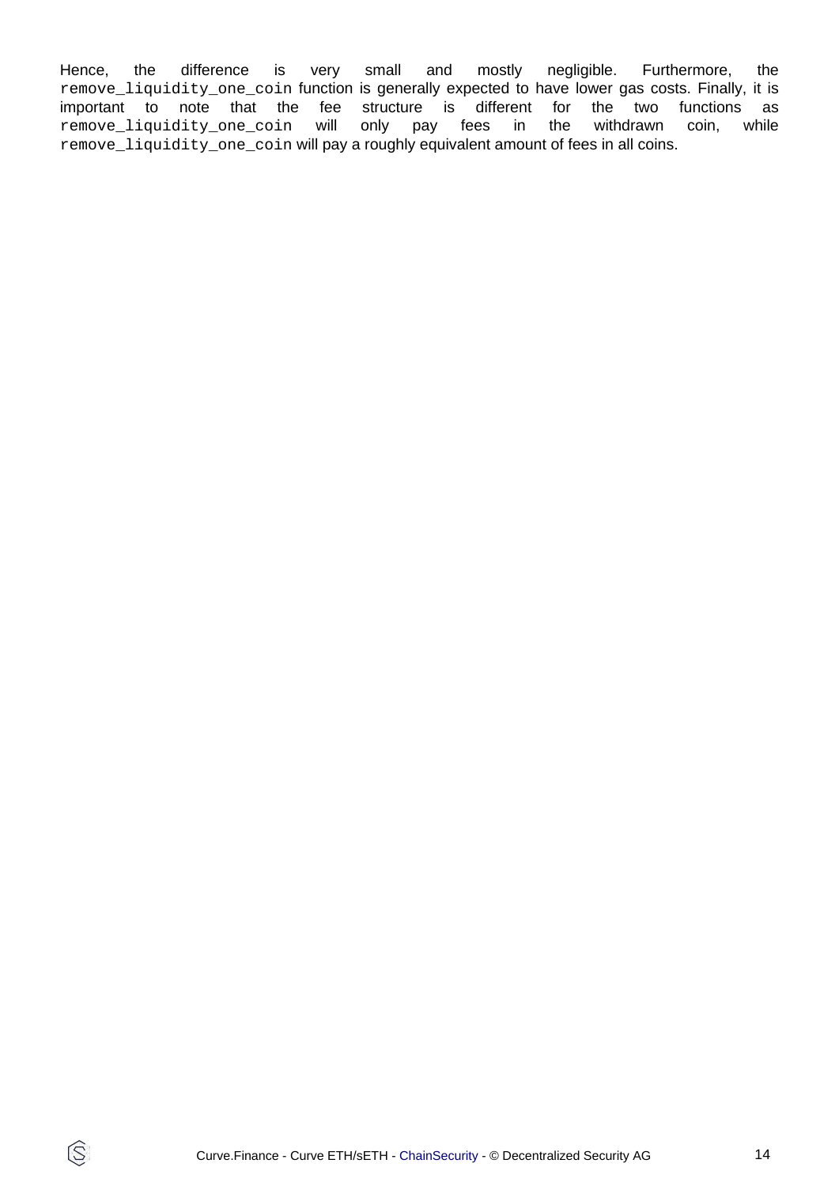Hence, the difference is very small and mostly negligible. Furthermore, the `remove_liquidity_one_coin` function is generally expected to have lower gas costs. Finally, it is important to note that the fee structure is different for the two functions as `remove_liquidity_one_coin` will only pay fees in the withdrawn coin, while `remove_liquidity_one_coin` will pay a roughly equivalent amount of fees in all coins.